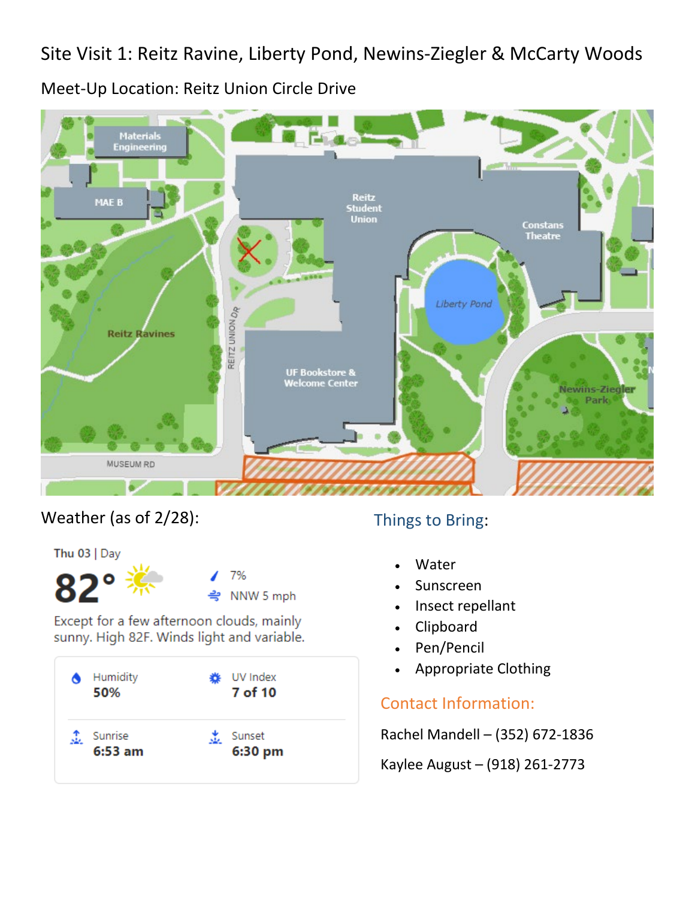# Site Visit 1: Reitz Ravine, Liberty Pond, Newins-Ziegler & McCarty Woods

## Meet-Up Location: Reitz Union Circle Drive

Weather (as of 2/28):

Thu 03 | Day

82°

7%

NNW 5 mph

Except for a few afternoon clouds, mainly sunny. High 82F. Winds light and variable.

| Humidity | UV Index |
| --- | --- |
| 50% | 7 of 10 |
| **Sunrise** | **Sunset** |
| 6:53 am | 6:30 pm |

### Things to Bring:

- Water
- Sunscreen
- Insect repellant
- Clipboard
- Pen/Pencil
- Appropriate Clothing

### Contact Information:

Rachel Mandell – (352) 672-1836

Kaylee August – (918) 261-2773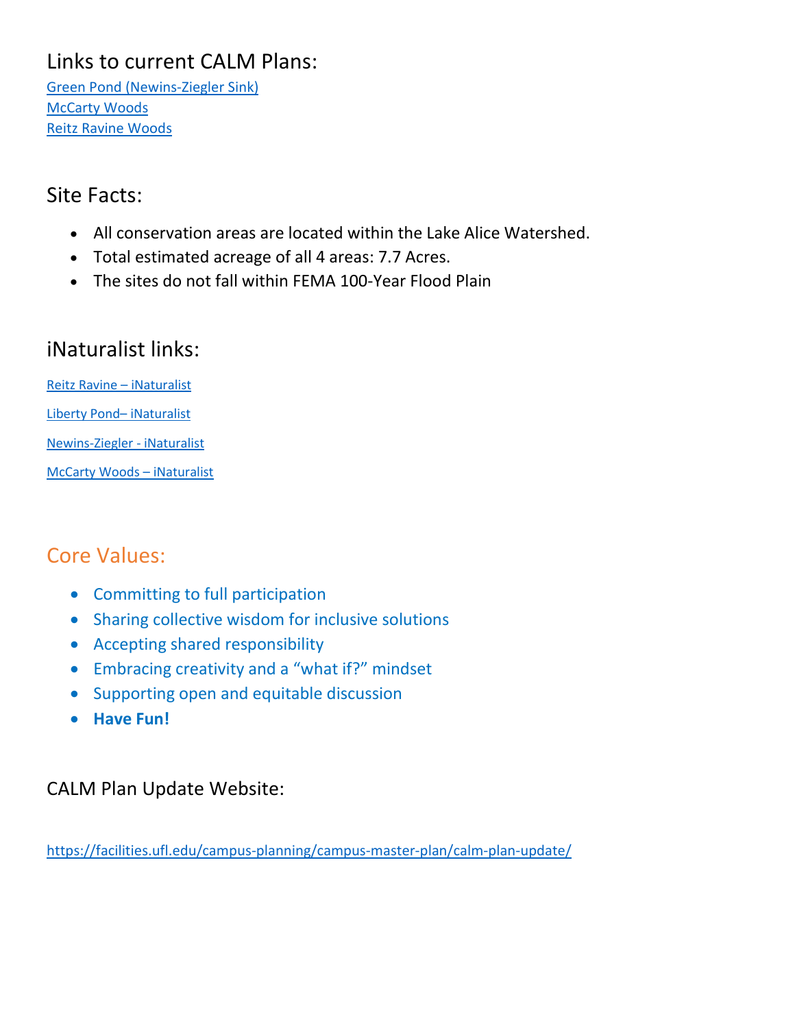## Links to current CALM Plans:

[Green Pond (Newins-Ziegler Sink)]
[McCarty Woods]
[Reitz Ravine Woods]

## Site Facts:

- All conservation areas are located within the Lake Alice Watershed.
- Total estimated acreage of all 4 areas: 7.7 Acres.
- The sites do not fall within FEMA 100-Year Flood Plain

## iNaturalist links:

Reitz Ravine – iNaturalist

Liberty Pond– iNaturalist

Newins-Ziegler - iNaturalist

McCarty Woods – iNaturalist

## Core Values:

- Committing to full participation
- Sharing collective wisdom for inclusive solutions
- Accepting shared responsibility
- Embracing creativity and a "what if?" mindset
- Supporting open and equitable discussion
- **Have Fun!**

## CALM Plan Update Website:

https://facilities.ufl.edu/campus-planning/campus-master-plan/calm-plan-update/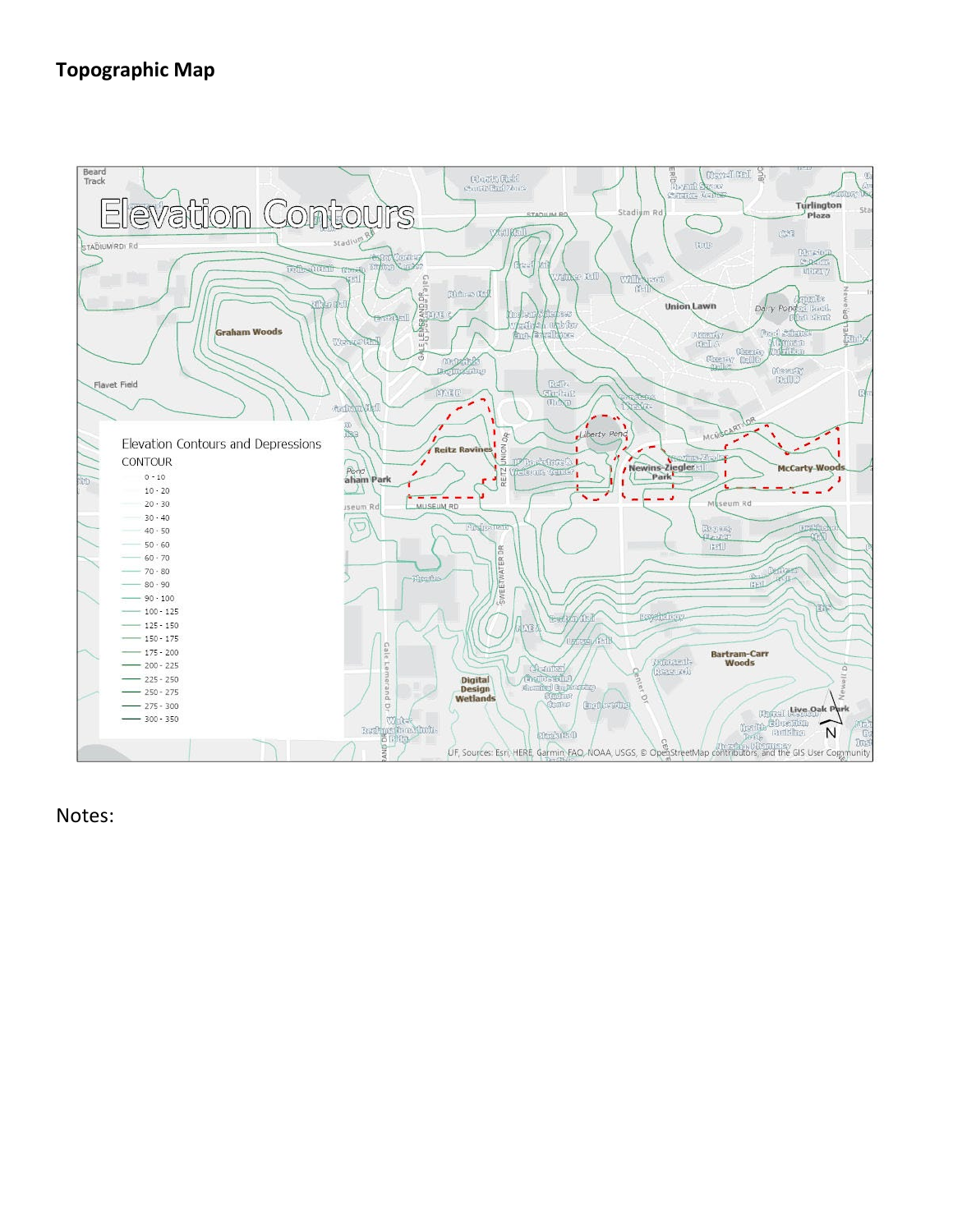**Topographic Map**

Elevation Contours

Elevation Contours and Depressions

CONTOUR

- 0 - 10
- 10 - 20
- 20 - 30
- 30 - 40
- 40 - 50
- 50 - 60
- 60 - 70
- 70 - 80
- 80 - 90
- 90 - 100
- 100 - 125
- 125 - 150
- 150 - 175
- 175 - 200
- 200 - 225
- 225 - 250
- 250 - 275
- 275 - 300
- 300 - 350

UF, Sources: Esri, HERE, Garmin, FAO, NOAA, USGS, © OpenStreetMap contributors, and the GIS User Community

Notes: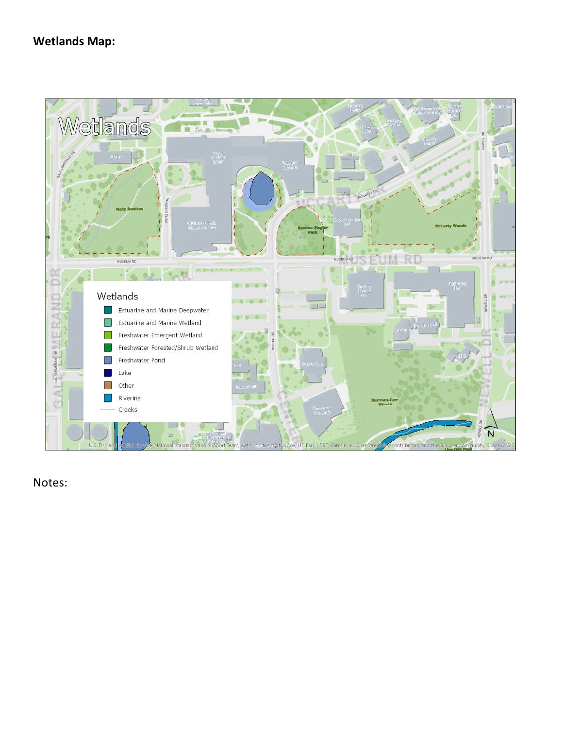**Wetlands Map:**

Notes: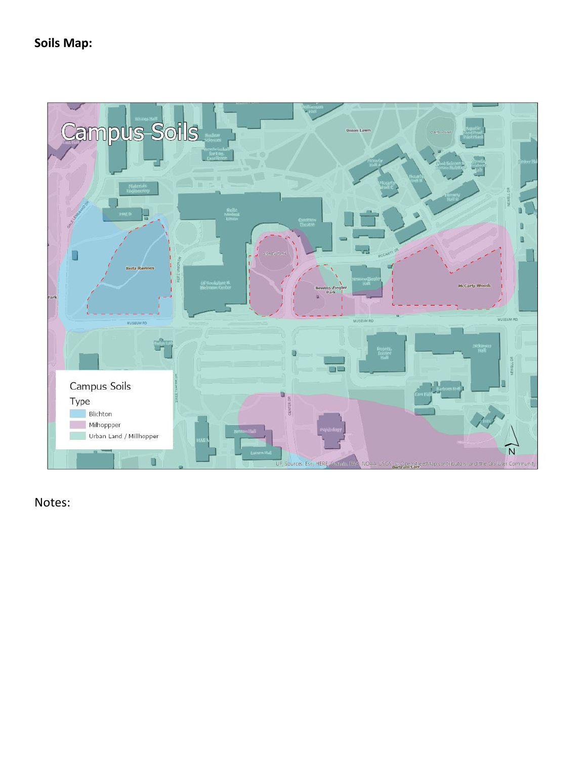**Soils Map:**

**Notes:**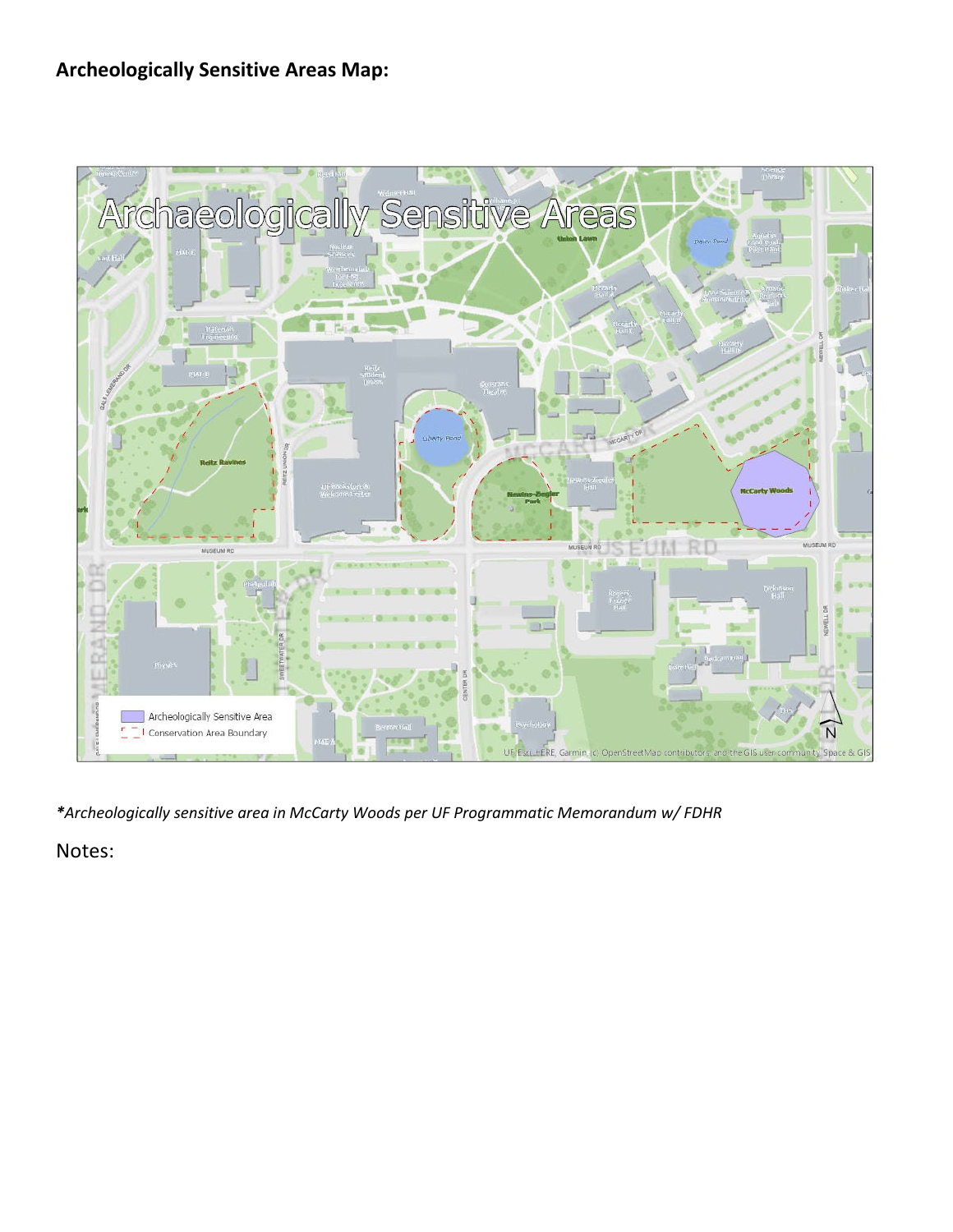**Archeologically Sensitive Areas Map:**

*\*Archeologically sensitive area in McCarty Woods per UF Programmatic Memorandum w/ FDHR*

Notes: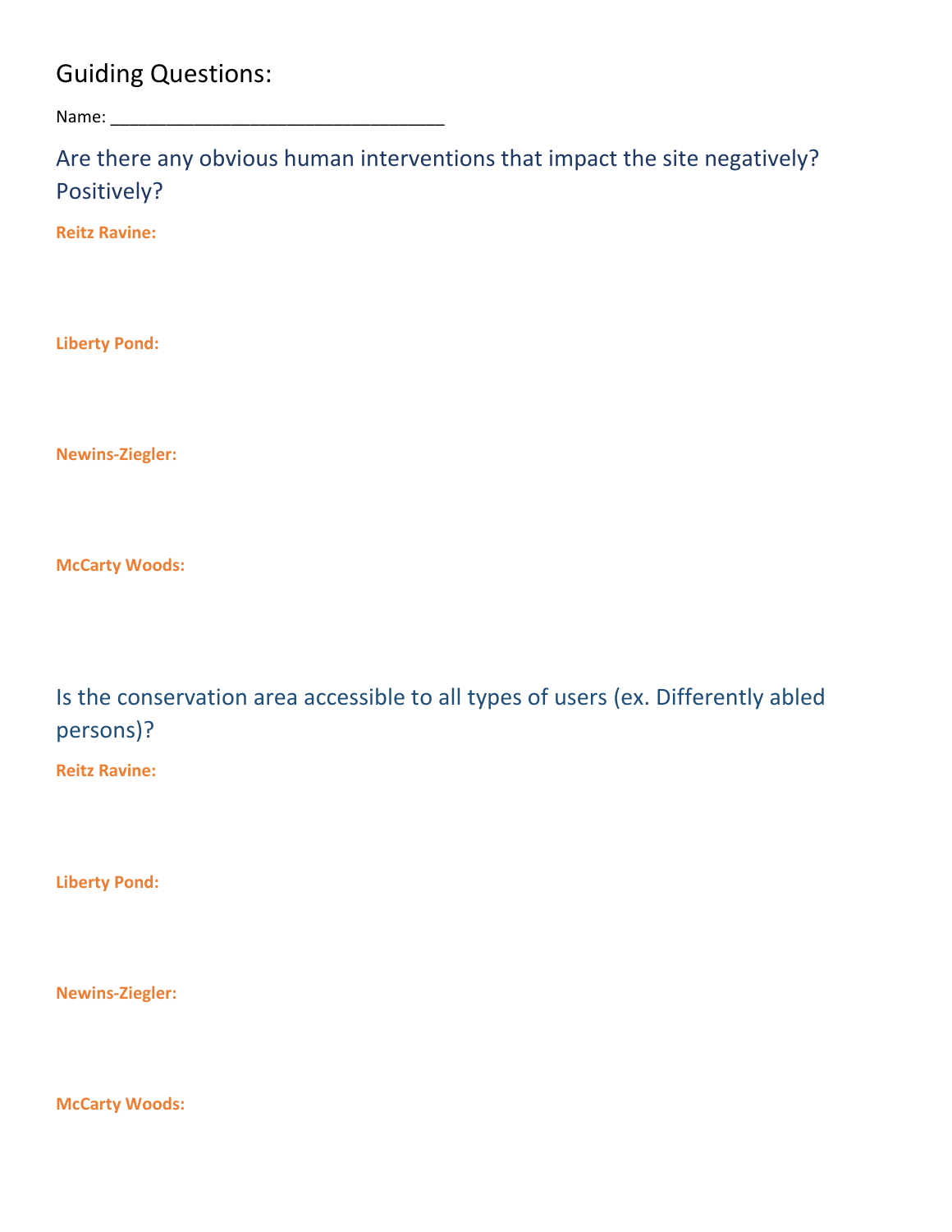# Guiding Questions:

Name: ___________________________________

## Are there any obvious human interventions that impact the site negatively? Positively?

**Reitz Ravine:**

**Liberty Pond:**

**Newins-Ziegler:**

**McCarty Woods:**

## Is the conservation area accessible to all types of users (ex. Differently abled persons)?

**Reitz Ravine:**

**Liberty Pond:**

**Newins-Ziegler:**

**McCarty Woods:**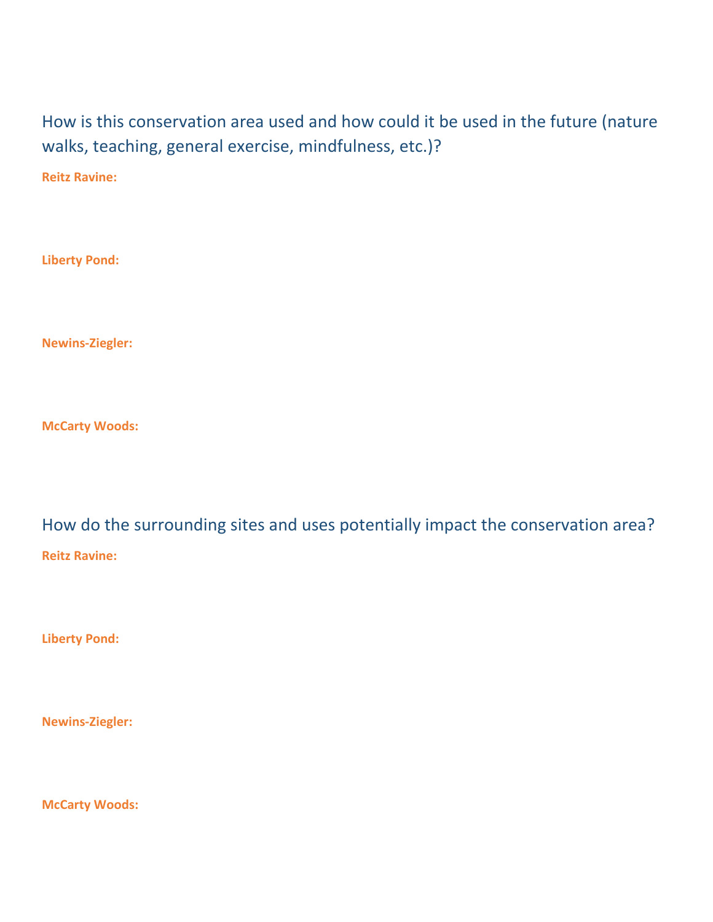## How is this conservation area used and how could it be used in the future (nature walks, teaching, general exercise, mindfulness, etc.)?

**Reitz Ravine:**

**Liberty Pond:**

**Newins-Ziegler:**

**McCarty Woods:**

## How do the surrounding sites and uses potentially impact the conservation area?

**Reitz Ravine:**

**Liberty Pond:**

**Newins-Ziegler:**

**McCarty Woods:**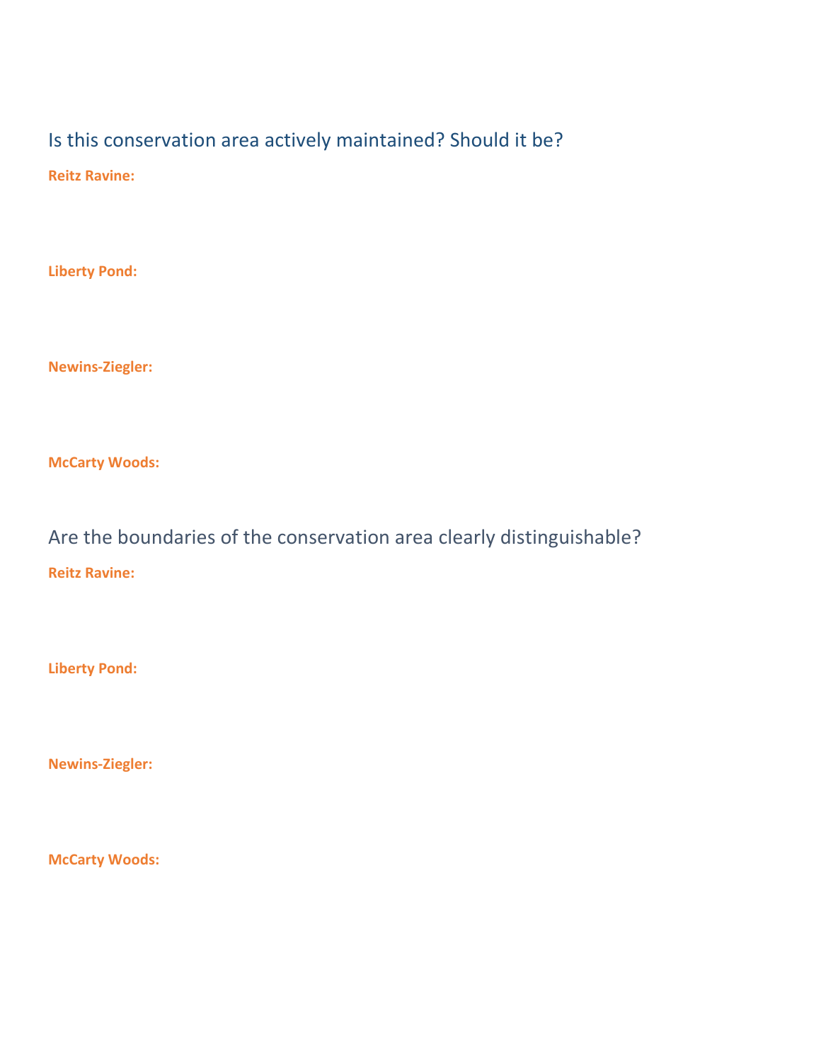## Is this conservation area actively maintained? Should it be?

**Reitz Ravine:**

**Liberty Pond:**

**Newins-Ziegler:**

**McCarty Woods:**

## Are the boundaries of the conservation area clearly distinguishable?

**Reitz Ravine:**

**Liberty Pond:**

**Newins-Ziegler:**

**McCarty Woods:**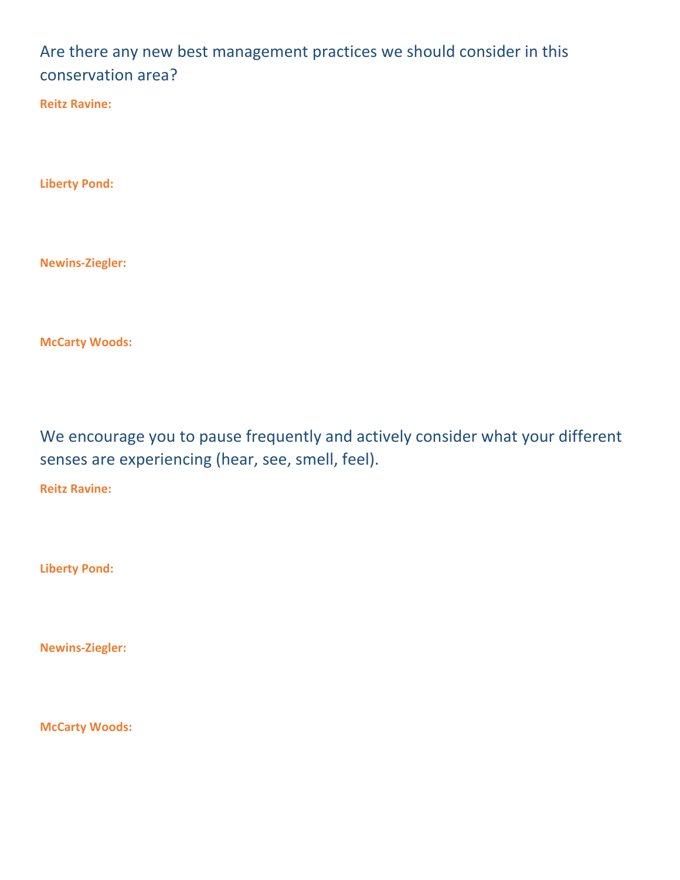## Are there any new best management practices we should consider in this conservation area?

**Reitz Ravine:**

**Liberty Pond:**

**Newins-Ziegler:**

**McCarty Woods:**

## We encourage you to pause frequently and actively consider what your different senses are experiencing (hear, see, smell, feel).

**Reitz Ravine:**

**Liberty Pond:**

**Newins-Ziegler:**

**McCarty Woods:**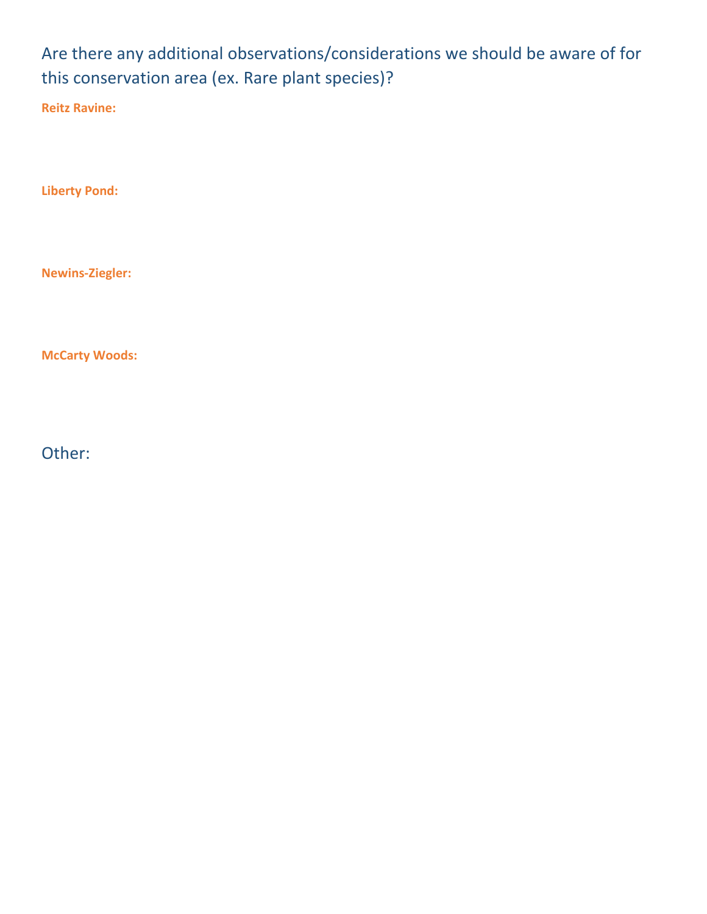## Are there any additional observations/considerations we should be aware of for this conservation area (ex. Rare plant species)?

**Reitz Ravine:**

**Liberty Pond:**

**Newins-Ziegler:**

**McCarty Woods:**

## Other: